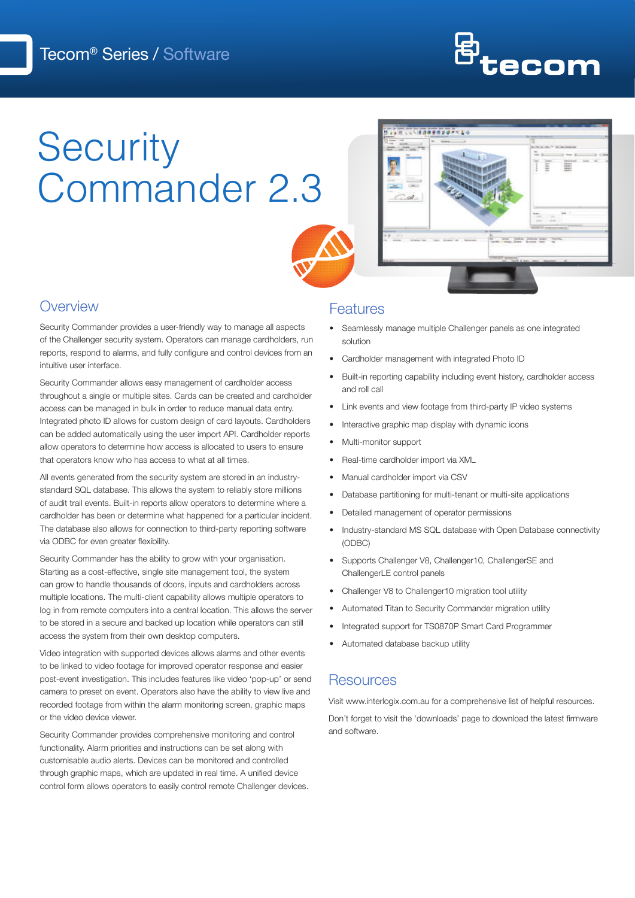Tecom® Series / Software

# Security Commander 2.3

## Overview

Security Commander provides a user-friendly way to manage all aspects of the Challenger security system. Operators can manage cardholders, run reports, respond to alarms, and fully configure and control devices from an intuitive user interface.

Security Commander allows easy management of cardholder access throughout a single or multiple sites. Cards can be created and cardholder access can be managed in bulk in order to reduce manual data entry. Integrated photo ID allows for custom design of card layouts. Cardholders can be added automatically using the user import API. Cardholder reports allow operators to determine how access is allocated to users to ensure that operators know who has access to what at all times.

All events generated from the security system are stored in an industry-standard SQL database. This allows the system to reliably store millions of audit trail events. Built-in reports allow operators to determine where a cardholder has been or determine what happened for a particular incident. The database also allows for connection to third-party reporting software via ODBC for even greater flexibility.

Security Commander has the ability to grow with your organisation. Starting as a cost-effective, single site management tool, the system can grow to handle thousands of doors, inputs and cardholders across multiple locations. The multi-client capability allows multiple operators to log in from remote computers into a central location. This allows the server to be stored in a secure and backed up location while operators can still access the system from their own desktop computers.

Video integration with supported devices allows alarms and other events to be linked to video footage for improved operator response and easier post-event investigation. This includes features like video 'pop-up' or send camera to preset on event. Operators also have the ability to view live and recorded footage from within the alarm monitoring screen, graphic maps or the video device viewer.

Security Commander provides comprehensive monitoring and control functionality. Alarm priorities and instructions can be set along with customisable audio alerts. Devices can be monitored and controlled through graphic maps, which are updated in real time. A unified device control form allows operators to easily control remote Challenger devices.

## Features

- Seamlessly manage multiple Challenger panels as one integrated solution
- Cardholder management with integrated Photo ID
- Built-in reporting capability including event history, cardholder access and roll call
- Link events and view footage from third-party IP video systems
- Interactive graphic map display with dynamic icons
- Multi-monitor support
- Real-time cardholder import via XML
- Manual cardholder import via CSV
- Database partitioning for multi-tenant or multi-site applications
- Detailed management of operator permissions
- Industry-standard MS SQL database with Open Database connectivity (ODBC)
- Supports Challenger V8, Challenger10, ChallengerSE and ChallengerLE control panels
- Challenger V8 to Challenger10 migration tool utility
- Automated Titan to Security Commander migration utility
- Integrated support for TS0870P Smart Card Programmer
- Automated database backup utility

## Resources

Visit www.interlogix.com.au for a comprehensive list of helpful resources.

Don't forget to visit the 'downloads' page to download the latest firmware and software.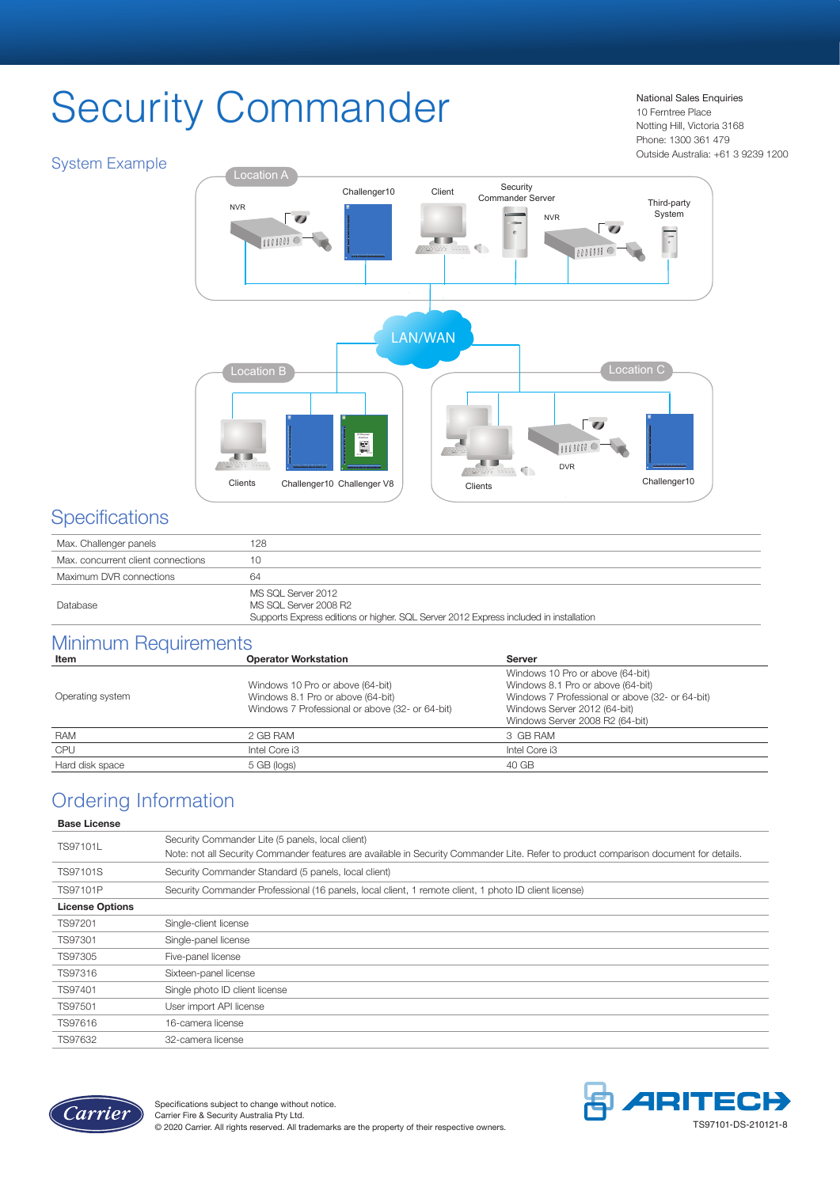# Security Commander

National Sales Enquiries
10 Ferntree Place
Notting Hill, Victoria 3168
Phone: 1300 361 479
Outside Australia: +61 3 9239 1200

## System Example

Location A
NVR
Challenger10
Client
Security Commander Server
NVR
Third-party System

LAN/WAN

Location B
Clients
Challenger10
Challenger V8

Location C
Clients
DVR
Challenger10

## Specifications

| | |
|---|---|
| Max. Challenger panels | 128 |
| Max. concurrent client connections | 10 |
| Maximum DVR connections | 64 |
| Database | MS SQL Server 2012<br>MS SQL Server 2008 R2<br>Supports Express editions or higher. SQL Server 2012 Express included in installation |

## Minimum Requirements

| Item | Operator Workstation | Server |
|---|---|---|
| Operating system | Windows 10 Pro or above (64-bit)<br>Windows 8.1 Pro or above (64-bit)<br>Windows 7 Professional or above (32- or 64-bit) | Windows 10 Pro or above (64-bit)<br>Windows 8.1 Pro or above (64-bit)<br>Windows 7 Professional or above (32- or 64-bit)<br>Windows Server 2012 (64-bit)<br>Windows Server 2008 R2 (64-bit) |
| RAM | 2 GB RAM | 3 GB RAM |
| CPU | Intel Core i3 | Intel Core i3 |
| Hard disk space | 5 GB (logs) | 40 GB |

## Ordering Information

| **Base License** | |
|---|---|
| TS97101L | Security Commander Lite (5 panels, local client)<br>Note: not all Security Commander features are available in Security Commander Lite. Refer to product comparison document for details. |
| TS97101S | Security Commander Standard (5 panels, local client) |
| TS97101P | Security Commander Professional (16 panels, local client, 1 remote client, 1 photo ID client license) |
| **License Options** | |
| TS97201 | Single-client license |
| TS97301 | Single-panel license |
| TS97305 | Five-panel license |
| TS97316 | Sixteen-panel license |
| TS97401 | Single photo ID client license |
| TS97501 | User import API license |
| TS97616 | 16-camera license |
| TS97632 | 32-camera license |

Specifications subject to change without notice.
Carrier Fire & Security Australia Pty Ltd.
© 2020 Carrier. All rights reserved. All trademarks are the property of their respective owners.

TS97101-DS-210121-8